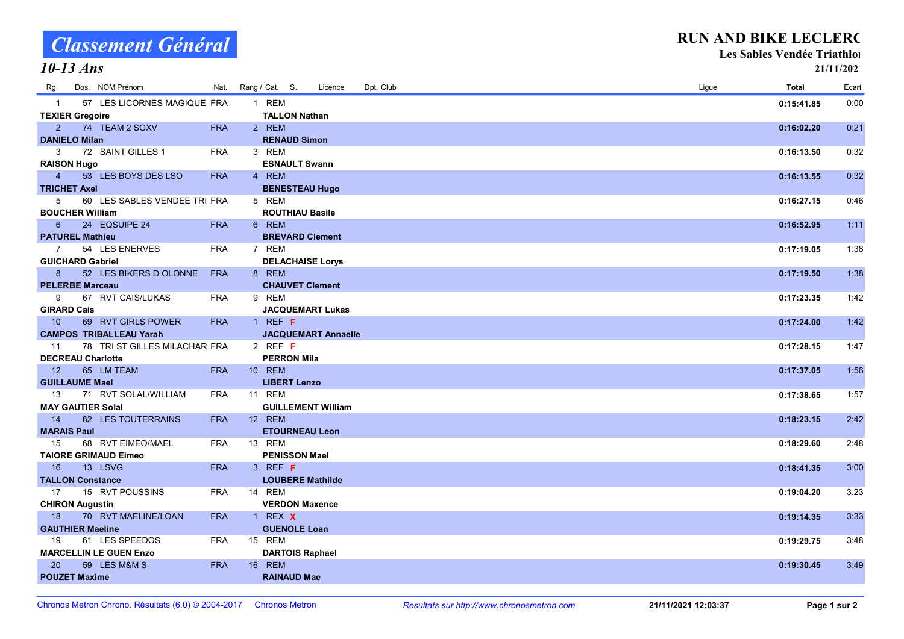# Classement Général

## 10-13 Ans

**RUN AND BIKE LECLERC**
**Les Sables Vendée Triathlon**
**21/11/202**

| Rg. | Dos. | NOM Prénom | Nat. | Rang / Cat. | S. | Licence | Dpt. Club | Ligue | Total | Ecart |
|---|---|---|---|---|---|---|---|---|---|---|
| 1 | 57 | LES LICORNES MAGIQUE | FRA | 1 REM | | | | | 0:15:41.85 | 0:00 |
| | | **TEXIER Gregoire** | | **TALLON Nathan** | | | | | | |
| 2 | 74 | TEAM 2 SGXV | FRA | 2 REM | | | | | 0:16:02.20 | 0:21 |
| | | **DANIELO Milan** | | **RENAUD Simon** | | | | | | |
| 3 | 72 | SAINT GILLES 1 | FRA | 3 REM | | | | | 0:16:13.50 | 0:32 |
| | | **RAISON Hugo** | | **ESNAULT Swann** | | | | | | |
| 4 | 53 | LES BOYS DES LSO | FRA | 4 REM | | | | | 0:16:13.55 | 0:32 |
| | | **TRICHET Axel** | | **BENESTEAU Hugo** | | | | | | |
| 5 | 60 | LES SABLES VENDEE TRI | FRA | 5 REM | | | | | 0:16:27.15 | 0:46 |
| | | **BOUCHER William** | | **ROUTHIAU Basile** | | | | | | |
| 6 | 24 | EQSUIPE 24 | FRA | 6 REM | | | | | 0:16:52.95 | 1:11 |
| | | **PATUREL Mathieu** | | **BREVARD Clement** | | | | | | |
| 7 | 54 | LES ENERVES | FRA | 7 REM | | | | | 0:17:19.05 | 1:38 |
| | | **GUICHARD Gabriel** | | **DELACHAISE Lorys** | | | | | | |
| 8 | 52 | LES BIKERS D OLONNE | FRA | 8 REM | | | | | 0:17:19.50 | 1:38 |
| | | **PELERBE Marceau** | | **CHAUVET Clement** | | | | | | |
| 9 | 67 | RVT CAIS/LUKAS | FRA | 9 REM | | | | | 0:17:23.35 | 1:42 |
| | | **GIRARD Cais** | | **JACQUEMART Lukas** | | | | | | |
| 10 | 69 | RVT GIRLS POWER | FRA | 1 REF | F | | | | 0:17:24.00 | 1:42 |
| | | **CAMPOS TRIBALLEAU Yarah** | | **JACQUEMART Annaelle** | | | | | | |
| 11 | 78 | TRI ST GILLES MILACHAR | FRA | 2 REF | F | | | | 0:17:28.15 | 1:47 |
| | | **DECREAU Charlotte** | | **PERRON Mila** | | | | | | |
| 12 | 65 | LM TEAM | FRA | 10 REM | | | | | 0:17:37.05 | 1:56 |
| | | **GUILLAUME Mael** | | **LIBERT Lenzo** | | | | | | |
| 13 | 71 | RVT SOLAL/WILLIAM | FRA | 11 REM | | | | | 0:17:38.65 | 1:57 |
| | | **MAY GAUTIER Solal** | | **GUILLEMENT William** | | | | | | |
| 14 | 62 | LES TOUTERRAINS | FRA | 12 REM | | | | | 0:18:23.15 | 2:42 |
| | | **MARAIS Paul** | | **ETOURNEAU Leon** | | | | | | |
| 15 | 68 | RVT EIMEO/MAEL | FRA | 13 REM | | | | | 0:18:29.60 | 2:48 |
| | | **TAIORE GRIMAUD Eimeo** | | **PENISSON Mael** | | | | | | |
| 16 | 13 | LSVG | FRA | 3 REF | F | | | | 0:18:41.35 | 3:00 |
| | | **TALLON Constance** | | **LOUBERE Mathilde** | | | | | | |
| 17 | 15 | RVT POUSSINS | FRA | 14 REM | | | | | 0:19:04.20 | 3:23 |
| | | **CHIRON Augustin** | | **VERDON Maxence** | | | | | | |
| 18 | 70 | RVT MAELINE/LOAN | FRA | 1 REX | X | | | | 0:19:14.35 | 3:33 |
| | | **GAUTHIER Maeline** | | **GUENOLE Loan** | | | | | | |
| 19 | 61 | LES SPEEDOS | FRA | 15 REM | | | | | 0:19:29.75 | 3:48 |
| | | **MARCELLIN LE GUEN Enzo** | | **DARTOIS Raphael** | | | | | | |
| 20 | 59 | LES M&M S | FRA | 16 REM | | | | | 0:19:30.45 | 3:49 |
| | | **POUZET Maxime** | | **RAINAUD Mae** | | | | | | |

Chronos Metron Chrono. Résultats (6.0) © 2004-2017 Chronos Metron — *Resultats sur http://www.chronosmetron.com* — 21/11/2021 12:03:37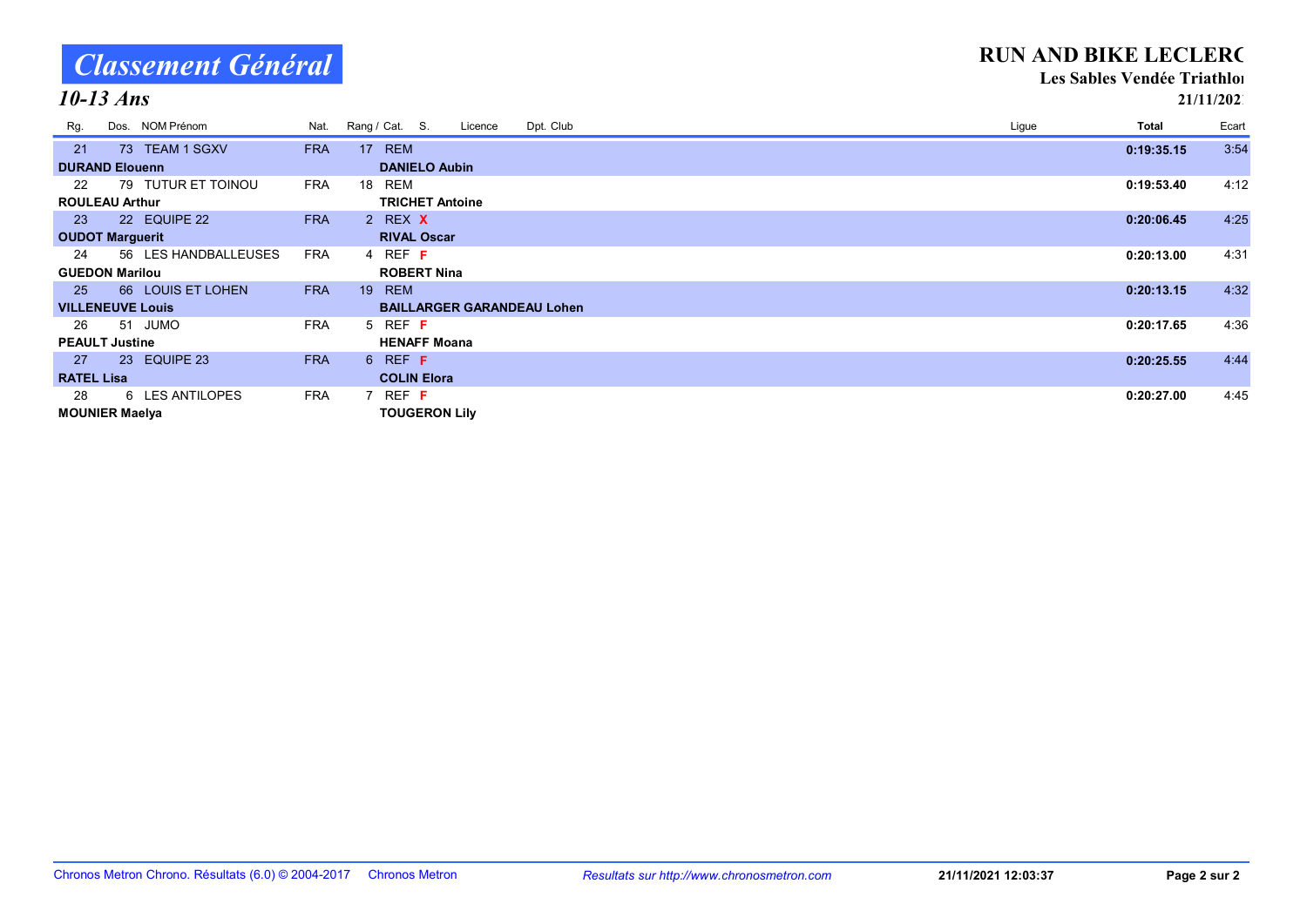# Classement Général

## 10-13 Ans

**RUN AND BIKE LECLERC**

**Les Sables Vendée Triathlon**

**21/11/2021**

| Rg. | Dos. | NOM Prénom | Nat. | Rang / Cat. | S. | Licence | Dpt. Club | Ligue | Total | Ecart |
|---|---|---|---|---|---|---|---|---|---|---|
| 21 | 73 | TEAM 1 SGXV<br>**DURAND Elouenn** / **DANIELO Aubin** | FRA | 17 REM | | | | | **0:19:35.15** | 3:54 |
| 22 | 79 | TUTUR ET TOINOU<br>**ROULEAU Arthur** / **TRICHET Antoine** | FRA | 18 REM | | | | | **0:19:53.40** | 4:12 |
| 23 | 22 | EQUIPE 22<br>**OUDOT Marguerit** / **RIVAL Oscar** | FRA | 2 REX | X | | | | **0:20:06.45** | 4:25 |
| 24 | 56 | LES HANDBALLEUSES<br>**GUEDON Marilou** / **ROBERT Nina** | FRA | 4 REF | F | | | | **0:20:13.00** | 4:31 |
| 25 | 66 | LOUIS ET LOHEN<br>**VILLENEUVE Louis** / **BAILLARGER GARANDEAU Lohen** | FRA | 19 REM | | | | | **0:20:13.15** | 4:32 |
| 26 | 51 | JUMO<br>**PEAULT Justine** / **HENAFF Moana** | FRA | 5 REF | F | | | | **0:20:17.65** | 4:36 |
| 27 | 23 | EQUIPE 23<br>**RATEL Lisa** / **COLIN Elora** | FRA | 6 REF | F | | | | **0:20:25.55** | 4:44 |
| 28 | 6 | LES ANTILOPES<br>**MOUNIER Maelya** / **TOUGERON Lily** | FRA | 7 REF | F | | | | **0:20:27.00** | 4:45 |

Chronos Metron Chrono. Résultats (6.0) © 2004-2017 Chronos Metron — *Resultats sur http://www.chronosmetron.com* — **21/11/2021 12:03:37**